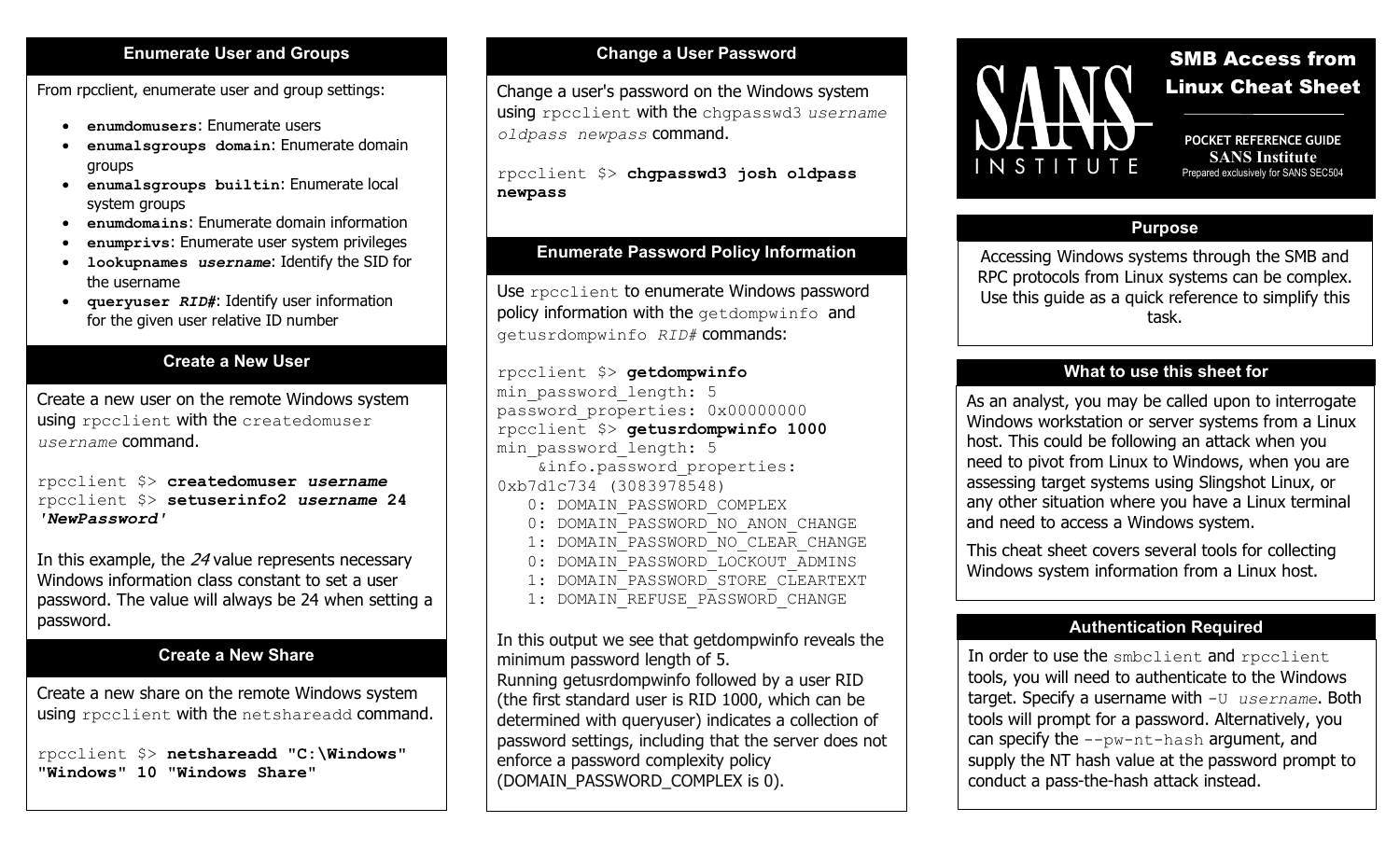# SMB Access from Linux Cheat Sheet

POCKET REFERENCE GUIDE
SANS Institute
Prepared exclusively for SANS SEC504

## Purpose

Accessing Windows systems through the SMB and RPC protocols from Linux systems can be complex. Use this guide as a quick reference to simplify this task.

## What to use this sheet for

As an analyst, you may be called upon to interrogate Windows workstation or server systems from a Linux host. This could be following an attack when you need to pivot from Linux to Windows, when you are assessing target systems using Slingshot Linux, or any other situation where you have a Linux terminal and need to access a Windows system.

This cheat sheet covers several tools for collecting Windows system information from a Linux host.

## Authentication Required

In order to use the `smbclient` and `rpcclient` tools, you will need to authenticate to the Windows target. Specify a username with `-U` *`username`*. Both tools will prompt for a password. Alternatively, you can specify the `--pw-nt-hash` argument, and supply the NT hash value at the password prompt to conduct a pass-the-hash attack instead.

## Enumerate User and Groups

From rpcclient, enumerate user and group settings:

- **`enumdomusers`**: Enumerate users
- **`enumalsgroups domain`**: Enumerate domain groups
- **`enumalsgroups builtin`**: Enumerate local system groups
- **`enumdomains`**: Enumerate domain information
- **`enumprivs`**: Enumerate user system privileges
- **`lookupnames`** ***`username`***: Identify the SID for the username
- **`queryuser`** ***`RID#`***: Identify user information for the given user relative ID number

## Create a New User

Create a new user on the remote Windows system using `rpcclient` with the `createdomuser` *`username`* command.

```
rpcclient $> createdomuser username
rpcclient $> setuserinfo2 username 24 'NewPassword'
```

In this example, the *24* value represents necessary Windows information class constant to set a user password. The value will always be 24 when setting a password.

## Create a New Share

Create a new share on the remote Windows system using `rpcclient` with the `netshareadd` command.

```
rpcclient $> netshareadd "C:\Windows" "Windows" 10 "Windows Share"
```

## Change a User Password

Change a user's password on the Windows system using `rpcclient` with the `chgpasswd3` *`username oldpass newpass`* command.

```
rpcclient $> chgpasswd3 josh oldpass newpass
```

## Enumerate Password Policy Information

Use `rpcclient` to enumerate Windows password policy information with the `getdompwinfo` and `getusrdompwinfo` *`RID#`* commands:

```
rpcclient $> getdompwinfo
min_password_length: 5
password_properties: 0x00000000
rpcclient $> getusrdompwinfo 1000
min_password_length: 5
    &info.password_properties: 0xb7d1c734 (3083978548)
       0: DOMAIN_PASSWORD_COMPLEX
       0: DOMAIN_PASSWORD_NO_ANON_CHANGE
       1: DOMAIN_PASSWORD_NO_CLEAR_CHANGE
       0: DOMAIN_PASSWORD_LOCKOUT_ADMINS
       1: DOMAIN_PASSWORD_STORE_CLEARTEXT
       1: DOMAIN_REFUSE_PASSWORD_CHANGE
```

In this output we see that getdompwinfo reveals the minimum password length of 5.
Running getusrdompwinfo followed by a user RID (the first standard user is RID 1000, which can be determined with queryuser) indicates a collection of password settings, including that the server does not enforce a password complexity policy (DOMAIN_PASSWORD_COMPLEX is 0).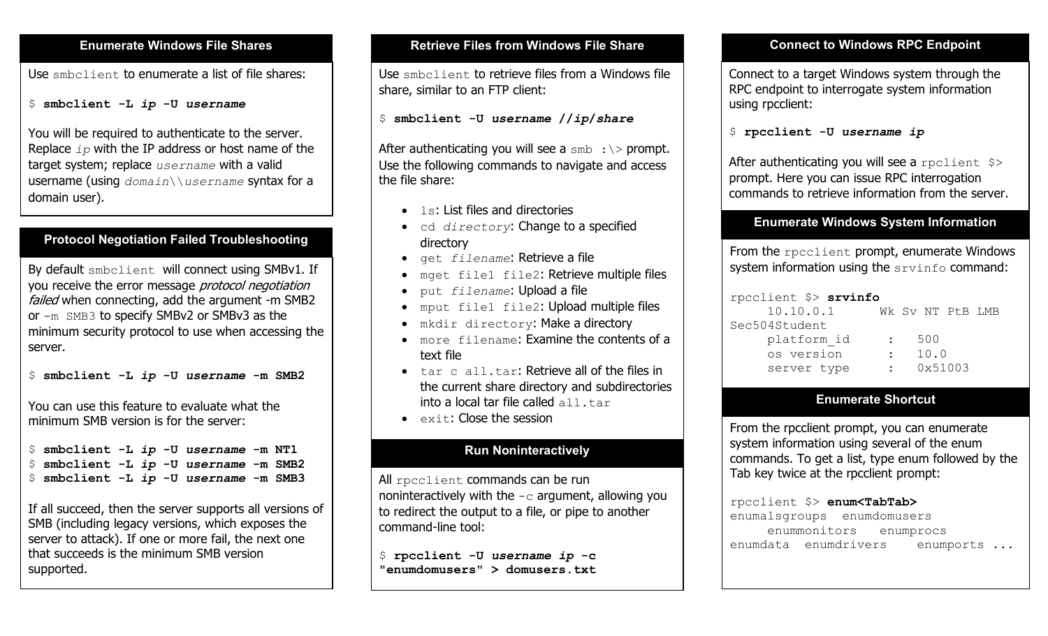## Enumerate Windows File Shares

Use `smbclient` to enumerate a list of file shares:

```
$ smbclient -L ip -U username
```

You will be required to authenticate to the server. Replace *ip* with the IP address or host name of the target system; replace *username* with a valid username (using *domain\\username* syntax for a domain user).

## Protocol Negotiation Failed Troubleshooting

By default `smbclient` will connect using SMBv1. If you receive the error message *protocol negotiation failed* when connecting, add the argument -m SMB2 or `-m SMB3` to specify SMBv2 or SMBv3 as the minimum security protocol to use when accessing the server.

```
$ smbclient -L ip -U username -m SMB2
```

You can use this feature to evaluate what the minimum SMB version is for the server:

```
$ smbclient -L ip -U username -m NT1
$ smbclient -L ip -U username -m SMB2
$ smbclient -L ip -U username -m SMB3
```

If all succeed, then the server supports all versions of SMB (including legacy versions, which exposes the server to attack). If one or more fail, the next one that succeeds is the minimum SMB version supported.

## Retrieve Files from Windows File Share

Use `smbclient` to retrieve files from a Windows file share, similar to an FTP client:

```
$ smbclient -U username //ip/share
```

After authenticating you will see a `smb :\>` prompt. Use the following commands to navigate and access the file share:

- `ls`: List files and directories
- `cd directory`: Change to a specified directory
- `get filename`: Retrieve a file
- `mget file1 file2`: Retrieve multiple files
- `put filename`: Upload a file
- `mput file1 file2`: Upload multiple files
- `mkdir directory`: Make a directory
- `more filename`: Examine the contents of a text file
- `tar c all.tar`: Retrieve all of the files in the current share directory and subdirectories into a local tar file called `all.tar`
- `exit`: Close the session

## Run Noninteractively

All `rpcclient` commands can be run noninteractively with the `-c` argument, allowing you to redirect the output to a file, or pipe to another command-line tool:

```
$ rpcclient -U username ip -c "enumdomusers" > domusers.txt
```

## Connect to Windows RPC Endpoint

Connect to a target Windows system through the RPC endpoint to interrogate system information using rpcclient:

```
$ rpcclient -U username ip
```

After authenticating you will see a `rpcclient $>` prompt. Here you can issue RPC interrogation commands to retrieve information from the server.

## Enumerate Windows System Information

From the `rpcclient` prompt, enumerate Windows system information using the `srvinfo` command:

```
rpcclient $> srvinfo
     10.10.0.1       Wk Sv NT PtB LMB
Sec504Student
     platform_id     :   500
     os version      :   10.0
     server type     :   0x51003
```

## Enumerate Shortcut

From the rpcclient prompt, you can enumerate system information using several of the enum commands. To get a list, type enum followed by the Tab key twice at the rpcclient prompt:

```
rpcclient $> enum<TabTab>
enumalsgroups  enumdomusers
     enummonitors   enumprocs
enumdata  enumdrivers    enumports ...
```